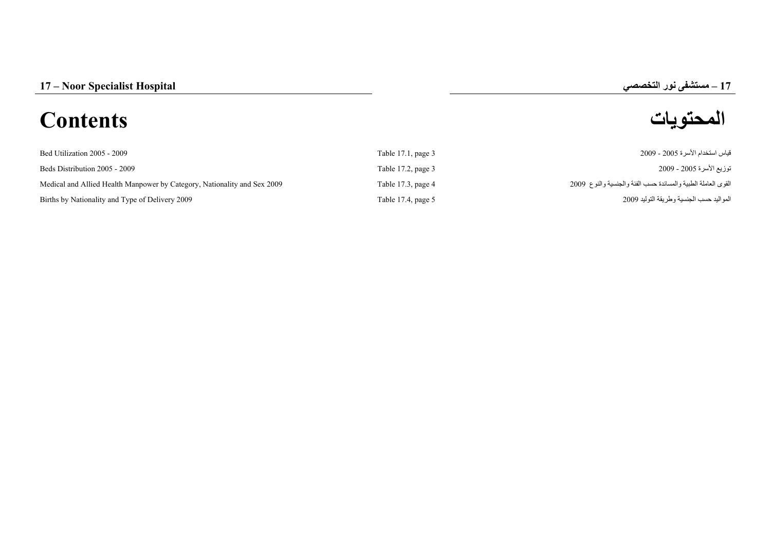# 17 – Noor Specialist Hospital

# 17 – مستشفى نور التخصصي

## Contents

## المحتويات

| Contents | Table | المحتويات |
|---|---|---|
| Bed Utilization 2005 - 2009 | Table 17.1, page 3 | قياس استخدام الأسرة 2005 - 2009 |
| Beds Distribution 2005 - 2009 | Table 17.2, page 3 | توزيع الأسرة 2005 - 2009 |
| Medical and Allied Health Manpower by Category, Nationality and Sex 2009 | Table 17.3, page 4 | القوى العاملة الطبية والمساندة حسب الفئة والجنسية والنوع 2009 |
| Births by Nationality and Type of Delivery 2009 | Table 17.4, page 5 | المواليد حسب الجنسية وطريقة التوليد 2009 |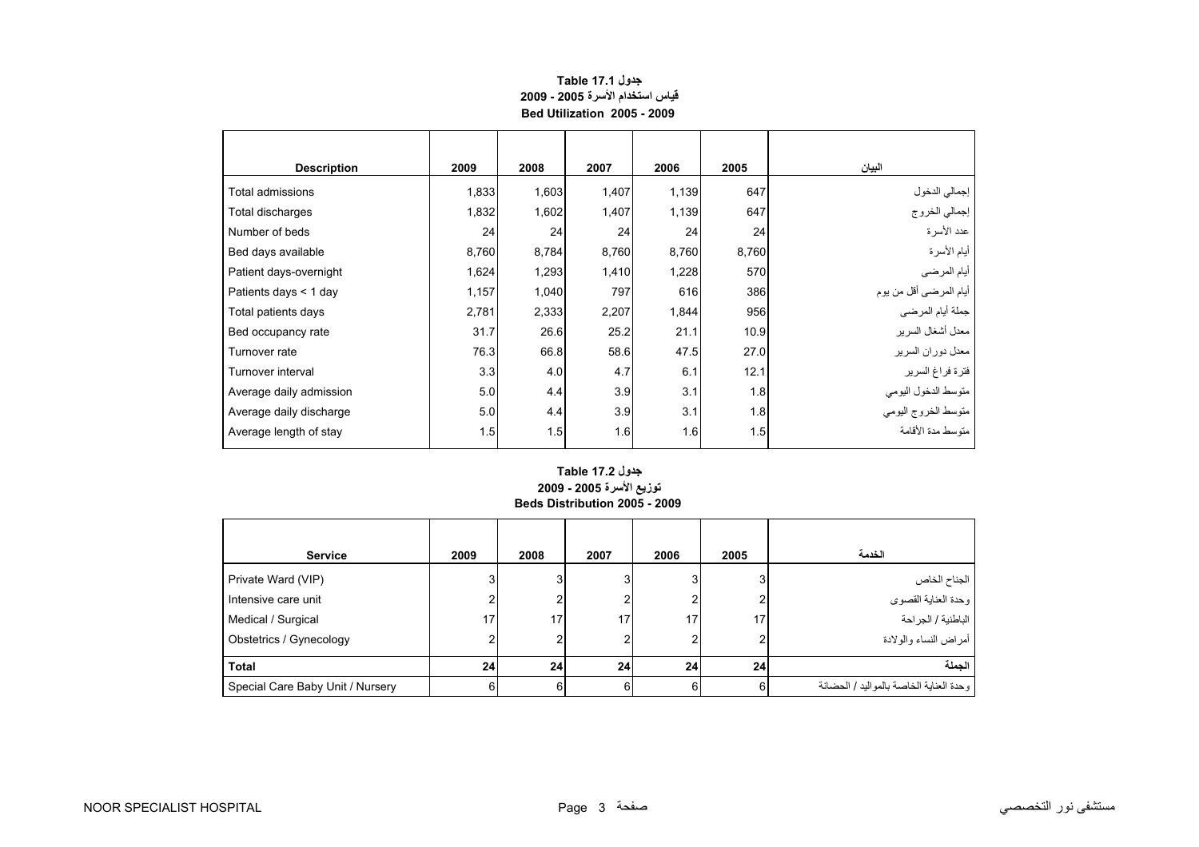### جدول Table 17.1
### قياس استخدام الأسرة 2005 - 2009
### Bed Utilization 2005 - 2009

| Description | 2009 | 2008 | 2007 | 2006 | 2005 | البيان |
|---|---|---|---|---|---|---|
| Total admissions | 1,833 | 1,603 | 1,407 | 1,139 | 647 | إجمالي الدخول |
| Total discharges | 1,832 | 1,602 | 1,407 | 1,139 | 647 | إجمالي الخروج |
| Number of beds | 24 | 24 | 24 | 24 | 24 | عدد الأسرة |
| Bed days available | 8,760 | 8,784 | 8,760 | 8,760 | 8,760 | أيام الأسرة |
| Patient days-overnight | 1,624 | 1,293 | 1,410 | 1,228 | 570 | أيام المرضى |
| Patients days < 1 day | 1,157 | 1,040 | 797 | 616 | 386 | أيام المرضى أقل من يوم |
| Total patients days | 2,781 | 2,333 | 2,207 | 1,844 | 956 | جملة أيام المرضى |
| Bed occupancy rate | 31.7 | 26.6 | 25.2 | 21.1 | 10.9 | معدل أشغال السرير |
| Turnover rate | 76.3 | 66.8 | 58.6 | 47.5 | 27.0 | معدل دوران السرير |
| Turnover interval | 3.3 | 4.0 | 4.7 | 6.1 | 12.1 | فترة فراغ السرير |
| Average daily admission | 5.0 | 4.4 | 3.9 | 3.1 | 1.8 | متوسط الدخول اليومي |
| Average daily discharge | 5.0 | 4.4 | 3.9 | 3.1 | 1.8 | متوسط الخروج اليومي |
| Average length of stay | 1.5 | 1.5 | 1.6 | 1.6 | 1.5 | متوسط مدة الأقامة |

### جدول Table 17.2
### توزيع الأسرة 2005 - 2009
### Beds Distribution 2005 - 2009

| Service | 2009 | 2008 | 2007 | 2006 | 2005 | الخدمة |
|---|---|---|---|---|---|---|
| Private Ward (VIP) | 3 | 3 | 3 | 3 | 3 | الجناح الخاص |
| Intensive care unit | 2 | 2 | 2 | 2 | 2 | وحدة العناية القصوى |
| Medical / Surgical | 17 | 17 | 17 | 17 | 17 | الباطنية / الجراحة |
| Obstetrics / Gynecology | 2 | 2 | 2 | 2 | 2 | أمراض النساء والولادة |
| **Total** | **24** | **24** | **24** | **24** | **24** | **الجملة** |
| Special Care Baby Unit / Nursery | 6 | 6 | 6 | 6 | 6 | وحدة العناية الخاصة بالمواليد / الحضانة |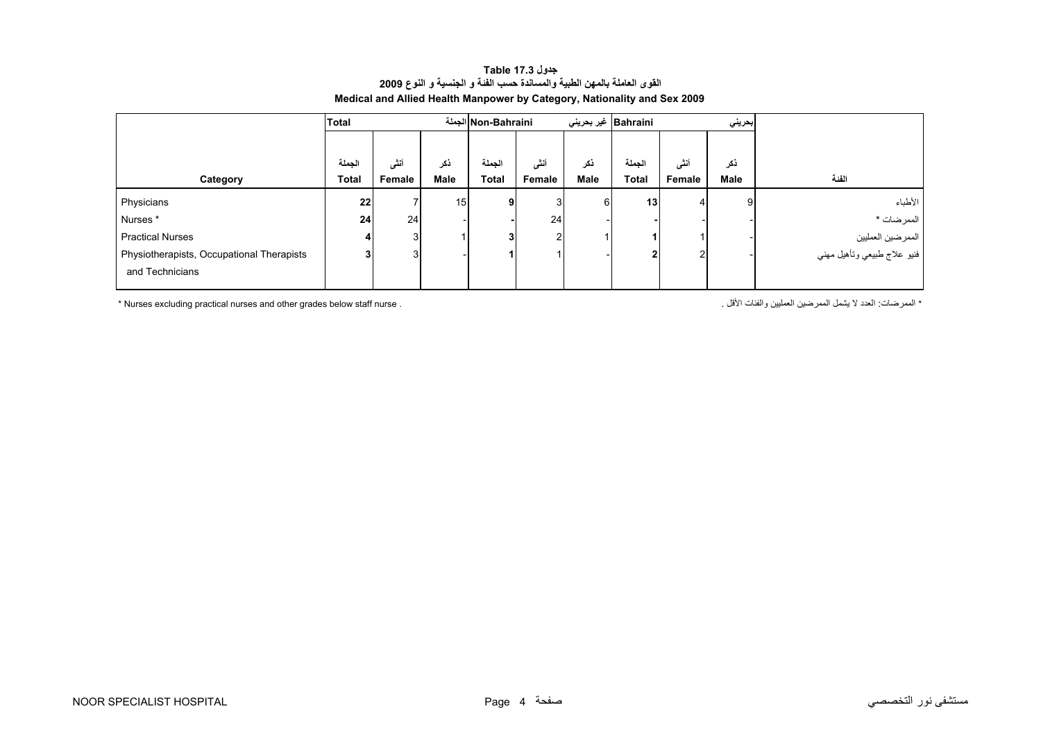**جدول Table 17.3**

**القوى العاملة بالمهن الطبية والمساندة حسب الفئة و الجنسية و النوع 2009**

**Medical and Allied Health Manpower by Category, Nationality and Sex 2009**

| | Total الجملة | | | Non-Bahraini غير بحريني | | | Bahraini بحريني | | | |
|---|---|---|---|---|---|---|---|---|---|---|
| Category | الجملة Total | أنثى Female | ذكر Male | الجملة Total | أنثى Female | ذكر Male | الجملة Total | أنثى Female | ذكر Male | الفئة |
| Physicians | **22** | 7 | 15 | **9** | 3 | 6 | **13** | 4 | 9 | الأطباء |
| Nurses * | **24** | 24 | - | **-** | 24 | - | **-** | - | - | الممرضات * |
| Practical Nurses | **4** | 3 | 1 | **3** | 2 | 1 | **1** | 1 | - | الممرضين العمليين |
| Physiotherapists, Occupational Therapists and Technicians | **3** | 3 | - | **1** | 1 | - | **2** | 2 | - | فنيو علاج طبيعي وتأهيل مهني |

* Nurses excluding practical nurses and other grades below staff nurse .

* الممرضات: العدد لا يشمل الممرضين العمليين والفئات الأقل .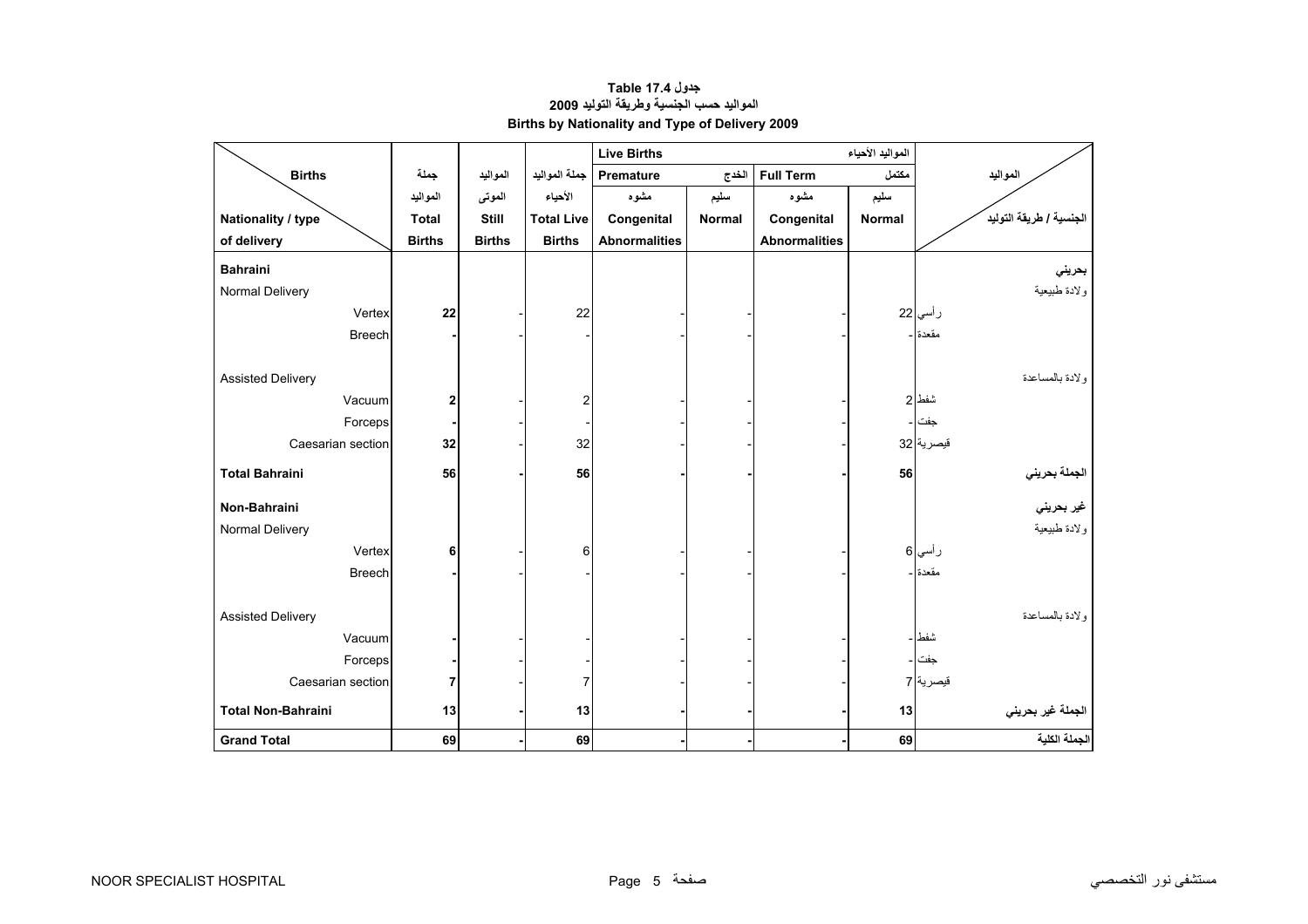**جدول Table 17.4**

**المواليد حسب الجنسية وطريقة التوليد 2009**

**Births by Nationality and Type of Delivery 2009**

| Births / Nationality / type of delivery | جملة المواليد Total Births | المواليد الموتى Still Births | جملة المواليد الأحياء Total Live Births | Live Births المواليد الأحياء — Premature الخدج — مشوه Congenital Abnormalities | سليم Normal | Full Term مكتمل — مشوه Congenital Abnormalities | سليم Normal | المواليد / الجنسية / طريقة التوليد |
|---|---|---|---|---|---|---|---|---|
| **Bahraini** | | | | | | | | **بحريني** |
| Normal Delivery | | | | | | | | ولادة طبيعية |
| Vertex | **22** | - | 22 | - | - | - | 22 | رأسي |
| Breech | **-** | - | - | - | - | - | - | مقعدة |
| Assisted Delivery | | | | | | | | ولادة بالمساعدة |
| Vacuum | **2** | - | 2 | - | - | - | 2 | شفط |
| Forceps | **-** | - | - | - | - | - | - | جفت |
| Caesarian section | **32** | - | 32 | - | - | - | 32 | قيصرية |
| **Total Bahraini** | **56** | **-** | **56** | **-** | **-** | **-** | **56** | **الجملة بحريني** |
| **Non-Bahraini** | | | | | | | | **غير بحريني** |
| Normal Delivery | | | | | | | | ولادة طبيعية |
| Vertex | **6** | - | 6 | - | - | - | 6 | رأسي |
| Breech | **-** | - | - | - | - | - | - | مقعدة |
| Assisted Delivery | | | | | | | | ولادة بالمساعدة |
| Vacuum | **-** | - | - | - | - | - | - | شفط |
| Forceps | **-** | - | - | - | - | - | - | جفت |
| Caesarian section | **7** | - | 7 | - | - | - | 7 | قيصرية |
| **Total Non-Bahraini** | **13** | **-** | **13** | **-** | **-** | **-** | **13** | **الجملة غير بحريني** |
| **Grand Total** | **69** | **-** | **69** | **-** | **-** | **-** | **69** | **الجملة الكلية** |

NOOR SPECIALIST HOSPITAL مستشفى نور التخصصي